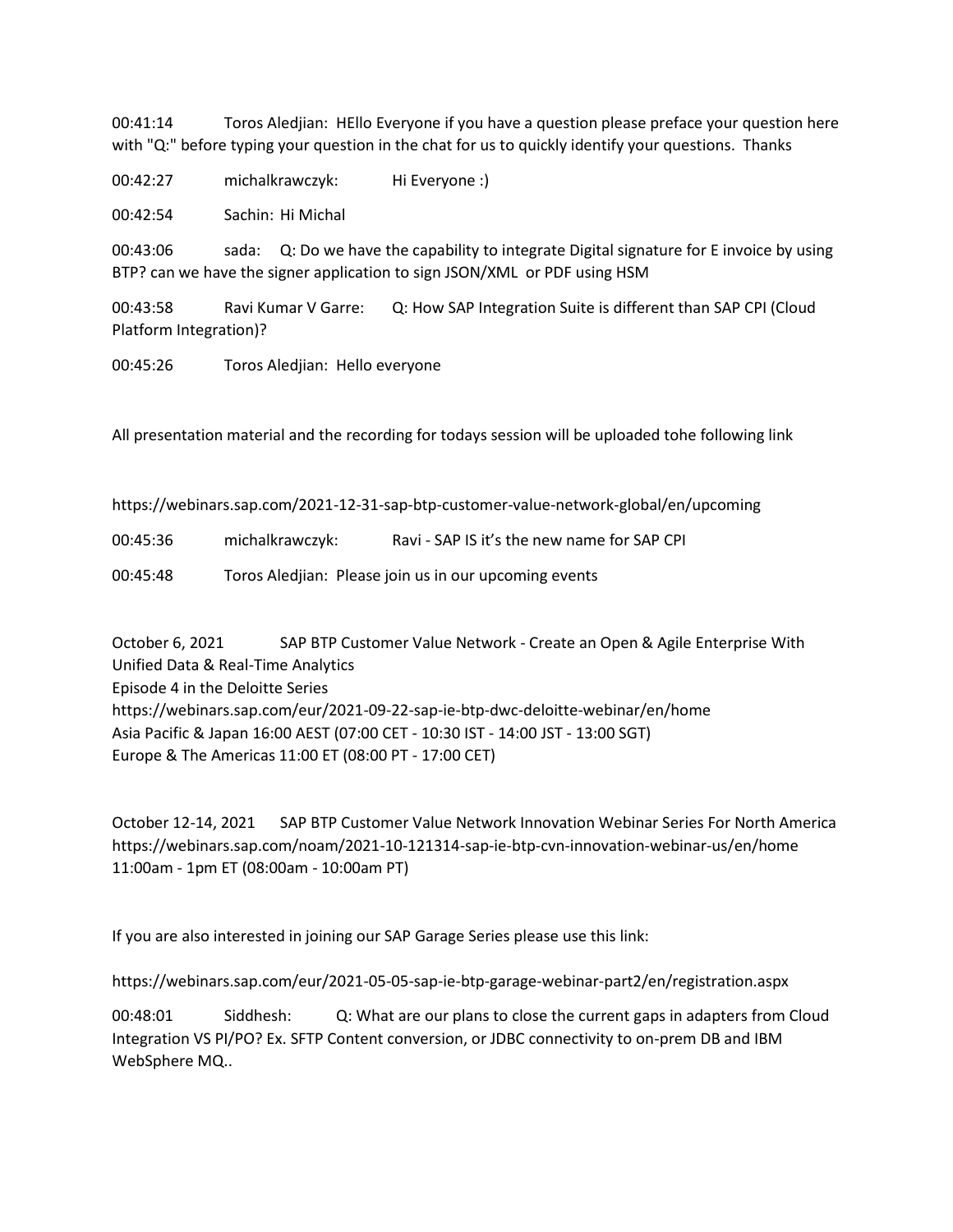00:41:14 Toros Aledjian: HEllo Everyone if you have a question please preface your question here with "Q:" before typing your question in the chat for us to quickly identify your questions. Thanks

00:42:27 michalkrawczyk: Hi Everyone :)

00:42:54 Sachin: Hi Michal

00:43:06 sada: Q: Do we have the capability to integrate Digital signature for E invoice by using BTP? can we have the signer application to sign JSON/XML or PDF using HSM

00:43:58 Ravi Kumar V Garre: Q: How SAP Integration Suite is different than SAP CPI (Cloud Platform Integration)?

00:45:26 Toros Aledjian: Hello everyone

All presentation material and the recording for todays session will be uploaded tohe following link

https://webinars.sap.com/2021-12-31-sap-btp-customer-value-network-global/en/upcoming

00:45:36 michalkrawczyk: Ravi - SAP IS it's the new name for SAP CPI

00:45:48 Toros Aledjian: Please join us in our upcoming events

October 6, 2021 SAP BTP Customer Value Network - Create an Open & Agile Enterprise With Unified Data & Real-Time Analytics
Episode 4 in the Deloitte Series
https://webinars.sap.com/eur/2021-09-22-sap-ie-btp-dwc-deloitte-webinar/en/home
Asia Pacific & Japan 16:00 AEST (07:00 CET - 10:30 IST - 14:00 JST - 13:00 SGT)
Europe & The Americas 11:00 ET (08:00 PT - 17:00 CET)

October 12-14, 2021 SAP BTP Customer Value Network Innovation Webinar Series For North America
https://webinars.sap.com/noam/2021-10-121314-sap-ie-btp-cvn-innovation-webinar-us/en/home
11:00am - 1pm ET (08:00am - 10:00am PT)

If you are also interested in joining our SAP Garage Series please use this link:

https://webinars.sap.com/eur/2021-05-05-sap-ie-btp-garage-webinar-part2/en/registration.aspx

00:48:01 Siddhesh: Q: What are our plans to close the current gaps in adapters from Cloud Integration VS PI/PO? Ex. SFTP Content conversion, or JDBC connectivity to on-prem DB and IBM WebSphere MQ..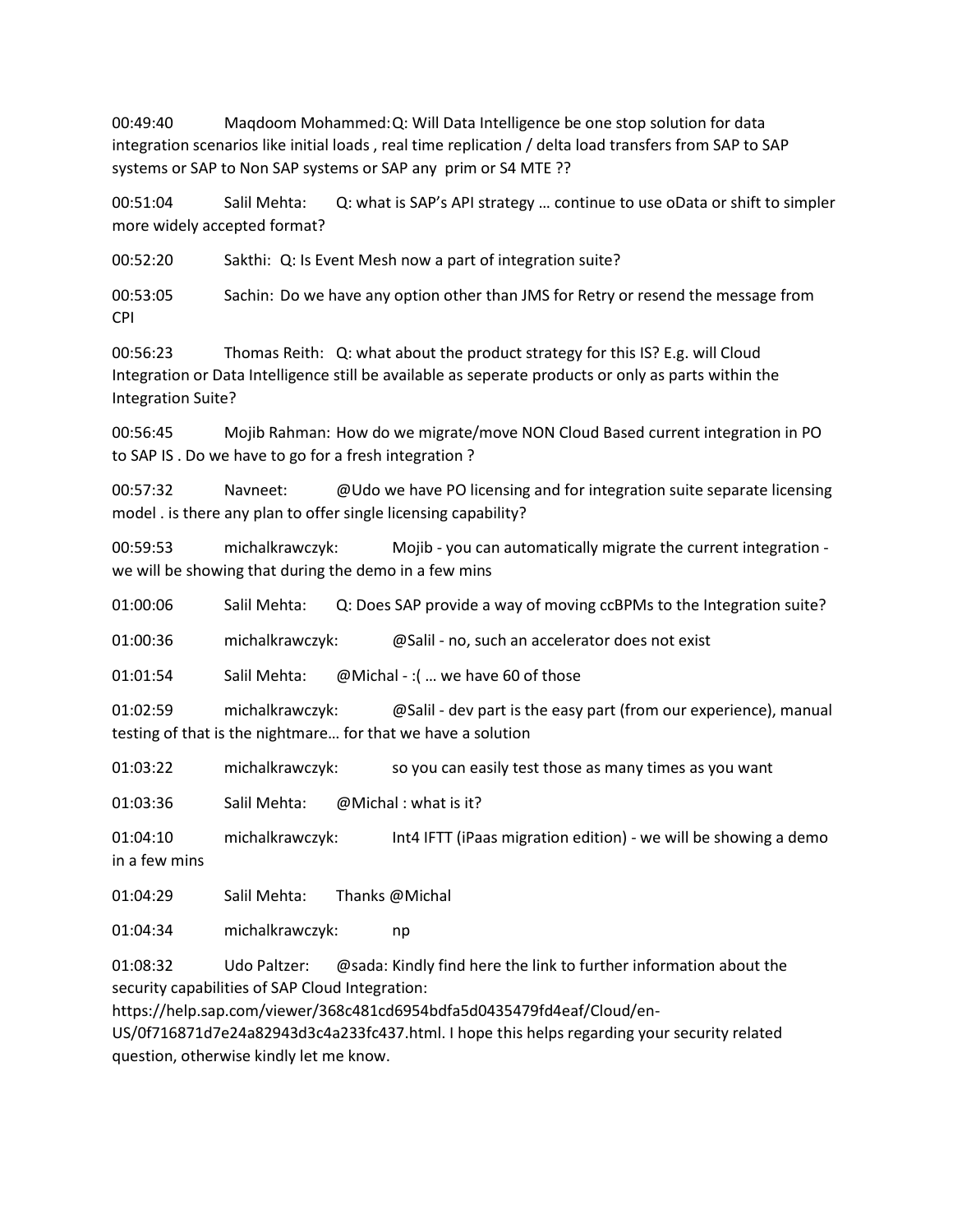00:49:40 Maqdoom Mohammed: Q: Will Data Intelligence be one stop solution for data integration scenarios like initial loads , real time replication / delta load transfers from SAP to SAP systems or SAP to Non SAP systems or SAP any prim or S4 MTE ??

00:51:04 Salil Mehta: Q: what is SAP's API strategy … continue to use oData or shift to simpler more widely accepted format?

00:52:20 Sakthi: Q: Is Event Mesh now a part of integration suite?

00:53:05 Sachin: Do we have any option other than JMS for Retry or resend the message from CPI

00:56:23 Thomas Reith: Q: what about the product strategy for this IS? E.g. will Cloud Integration or Data Intelligence still be available as seperate products or only as parts within the Integration Suite?

00:56:45 Mojib Rahman: How do we migrate/move NON Cloud Based current integration in PO to SAP IS . Do we have to go for a fresh integration ?

00:57:32 Navneet: @Udo we have PO licensing and for integration suite separate licensing model . is there any plan to offer single licensing capability?

00:59:53 michalkrawczyk: Mojib - you can automatically migrate the current integration - we will be showing that during the demo in a few mins

01:00:06 Salil Mehta: Q: Does SAP provide a way of moving ccBPMs to the Integration suite?

01:00:36 michalkrawczyk: @Salil - no, such an accelerator does not exist

01:01:54 Salil Mehta: @Michal - :( … we have 60 of those

01:02:59 michalkrawczyk: @Salil - dev part is the easy part (from our experience), manual testing of that is the nightmare… for that we have a solution

01:03:22 michalkrawczyk: so you can easily test those as many times as you want

01:03:36 Salil Mehta: @Michal : what is it?

01:04:10 michalkrawczyk: Int4 IFTT (iPaas migration edition) - we will be showing a demo in a few mins

01:04:29 Salil Mehta: Thanks @Michal

01:04:34 michalkrawczyk: np

01:08:32 Udo Paltzer: @sada: Kindly find here the link to further information about the security capabilities of SAP Cloud Integration: https://help.sap.com/viewer/368c481cd6954bdfa5d0435479fd4eaf/Cloud/en-US/0f716871d7e24a82943d3c4a233fc437.html. I hope this helps regarding your security related question, otherwise kindly let me know.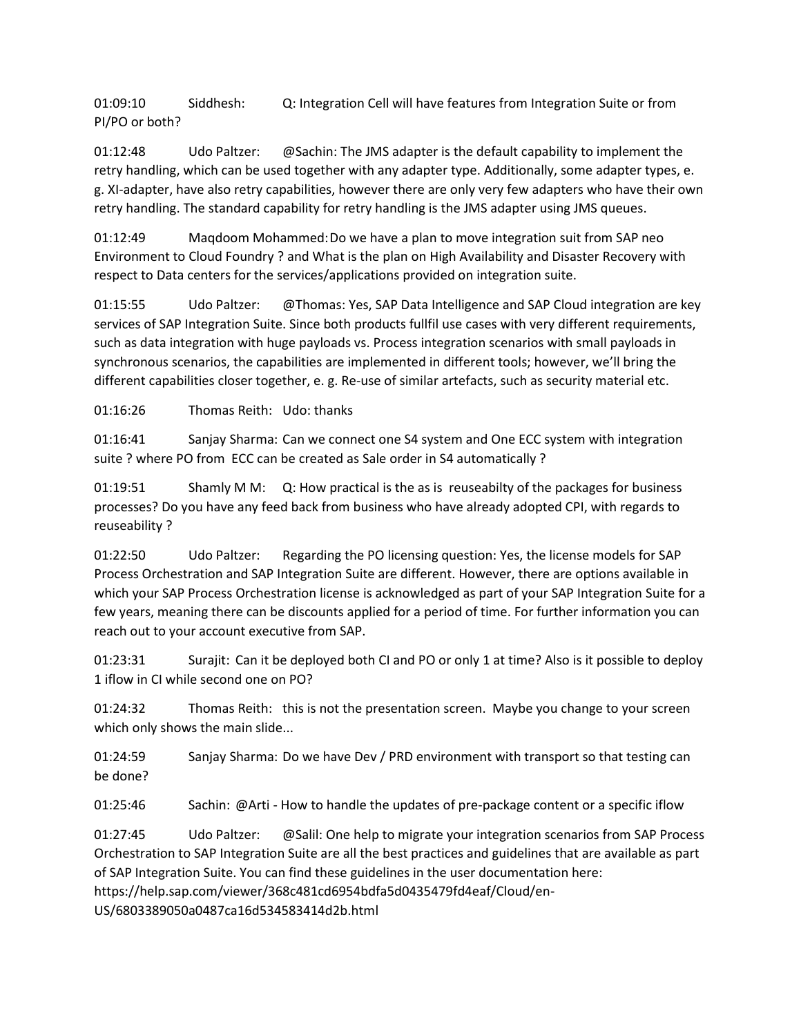01:09:10 Siddhesh: Q: Integration Cell will have features from Integration Suite or from PI/PO or both?

01:12:48 Udo Paltzer: @Sachin: The JMS adapter is the default capability to implement the retry handling, which can be used together with any adapter type. Additionally, some adapter types, e. g. XI-adapter, have also retry capabilities, however there are only very few adapters who have their own retry handling. The standard capability for retry handling is the JMS adapter using JMS queues.

01:12:49 Maqdoom Mohammed: Do we have a plan to move integration suit from SAP neo Environment to Cloud Foundry ? and What is the plan on High Availability and Disaster Recovery with respect to Data centers for the services/applications provided on integration suite.

01:15:55 Udo Paltzer: @Thomas: Yes, SAP Data Intelligence and SAP Cloud integration are key services of SAP Integration Suite. Since both products fullfil use cases with very different requirements, such as data integration with huge payloads vs. Process integration scenarios with small payloads in synchronous scenarios, the capabilities are implemented in different tools; however, we'll bring the different capabilities closer together, e. g. Re-use of similar artefacts, such as security material etc.

01:16:26 Thomas Reith: Udo: thanks

01:16:41 Sanjay Sharma: Can we connect one S4 system and One ECC system with integration suite ? where PO from ECC can be created as Sale order in S4 automatically ?

01:19:51 Shamly M M: Q: How practical is the as is reuseabilty of the packages for business processes? Do you have any feed back from business who have already adopted CPI, with regards to reuseability ?

01:22:50 Udo Paltzer: Regarding the PO licensing question: Yes, the license models for SAP Process Orchestration and SAP Integration Suite are different. However, there are options available in which your SAP Process Orchestration license is acknowledged as part of your SAP Integration Suite for a few years, meaning there can be discounts applied for a period of time. For further information you can reach out to your account executive from SAP.

01:23:31 Surajit: Can it be deployed both CI and PO or only 1 at time? Also is it possible to deploy 1 iflow in CI while second one on PO?

01:24:32 Thomas Reith: this is not the presentation screen. Maybe you change to your screen which only shows the main slide...

01:24:59 Sanjay Sharma: Do we have Dev / PRD environment with transport so that testing can be done?

01:25:46 Sachin: @Arti - How to handle the updates of pre-package content or a specific iflow

01:27:45 Udo Paltzer: @Salil: One help to migrate your integration scenarios from SAP Process Orchestration to SAP Integration Suite are all the best practices and guidelines that are available as part of SAP Integration Suite. You can find these guidelines in the user documentation here: https://help.sap.com/viewer/368c481cd6954bdfa5d0435479fd4eaf/Cloud/en-US/6803389050a0487ca16d534583414d2b.html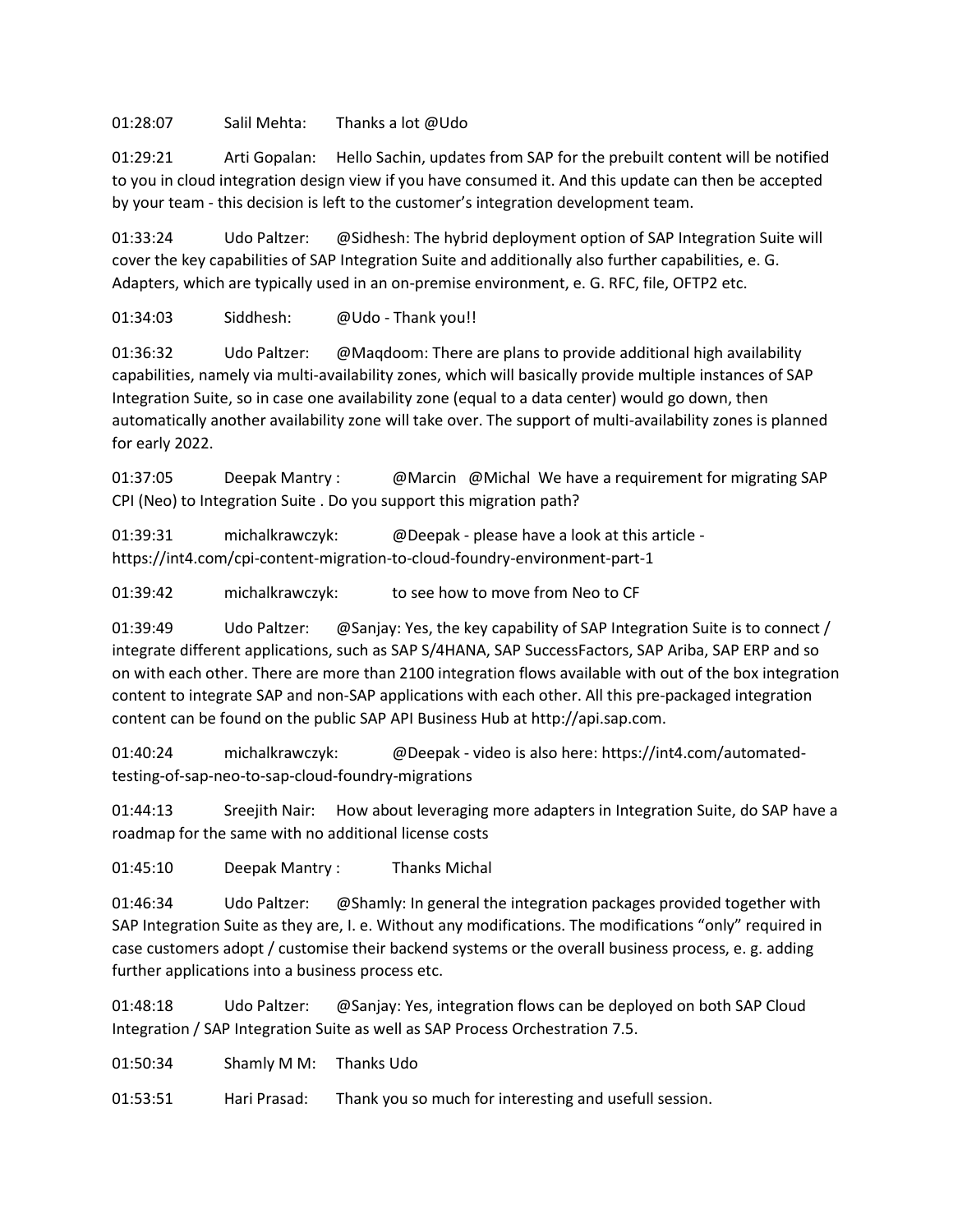01:28:07 Salil Mehta: Thanks a lot @Udo

01:29:21 Arti Gopalan: Hello Sachin, updates from SAP for the prebuilt content will be notified to you in cloud integration design view if you have consumed it. And this update can then be accepted by your team - this decision is left to the customer's integration development team.

01:33:24 Udo Paltzer: @Sidhesh: The hybrid deployment option of SAP Integration Suite will cover the key capabilities of SAP Integration Suite and additionally also further capabilities, e. G. Adapters, which are typically used in an on-premise environment, e. G. RFC, file, OFTP2 etc.

01:34:03 Siddhesh: @Udo - Thank you!!

01:36:32 Udo Paltzer: @Maqdoom: There are plans to provide additional high availability capabilities, namely via multi-availability zones, which will basically provide multiple instances of SAP Integration Suite, so in case one availability zone (equal to a data center) would go down, then automatically another availability zone will take over. The support of multi-availability zones is planned for early 2022.

01:37:05 Deepak Mantry : @Marcin @Michal We have a requirement for migrating SAP CPI (Neo) to Integration Suite . Do you support this migration path?

01:39:31 michalkrawczyk: @Deepak - please have a look at this article - https://int4.com/cpi-content-migration-to-cloud-foundry-environment-part-1

01:39:42 michalkrawczyk: to see how to move from Neo to CF

01:39:49 Udo Paltzer: @Sanjay: Yes, the key capability of SAP Integration Suite is to connect / integrate different applications, such as SAP S/4HANA, SAP SuccessFactors, SAP Ariba, SAP ERP and so on with each other. There are more than 2100 integration flows available with out of the box integration content to integrate SAP and non-SAP applications with each other. All this pre-packaged integration content can be found on the public SAP API Business Hub at http://api.sap.com.

01:40:24 michalkrawczyk: @Deepak - video is also here: https://int4.com/automated-testing-of-sap-neo-to-sap-cloud-foundry-migrations

01:44:13 Sreejith Nair: How about leveraging more adapters in Integration Suite, do SAP have a roadmap for the same with no additional license costs

01:45:10 Deepak Mantry : Thanks Michal

01:46:34 Udo Paltzer: @Shamly: In general the integration packages provided together with SAP Integration Suite as they are, I. e. Without any modifications. The modifications "only" required in case customers adopt / customise their backend systems or the overall business process, e. g. adding further applications into a business process etc.

01:48:18 Udo Paltzer: @Sanjay: Yes, integration flows can be deployed on both SAP Cloud Integration / SAP Integration Suite as well as SAP Process Orchestration 7.5.

01:50:34 Shamly M M: Thanks Udo

01:53:51 Hari Prasad: Thank you so much for interesting and usefull session.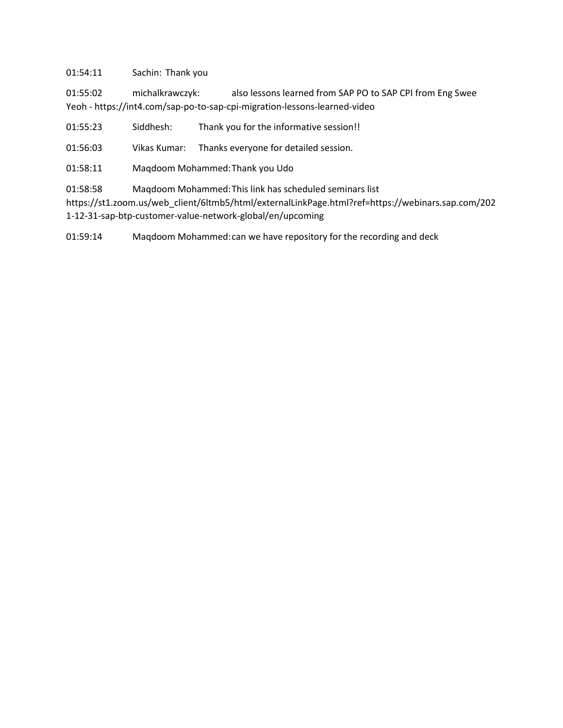01:54:11 Sachin: Thank you

01:55:02 michalkrawczyk: also lessons learned from SAP PO to SAP CPI from Eng Swee Yeoh - https://int4.com/sap-po-to-sap-cpi-migration-lessons-learned-video

01:55:23 Siddhesh: Thank you for the informative session!!

01:56:03 Vikas Kumar: Thanks everyone for detailed session.

01:58:11 Maqdoom Mohammed: Thank you Udo

01:58:58 Maqdoom Mohammed: This link has scheduled seminars list https://st1.zoom.us/web_client/6ltmb5/html/externalLinkPage.html?ref=https://webinars.sap.com/2021-12-31-sap-btp-customer-value-network-global/en/upcoming

01:59:14 Maqdoom Mohammed: can we have repository for the recording and deck